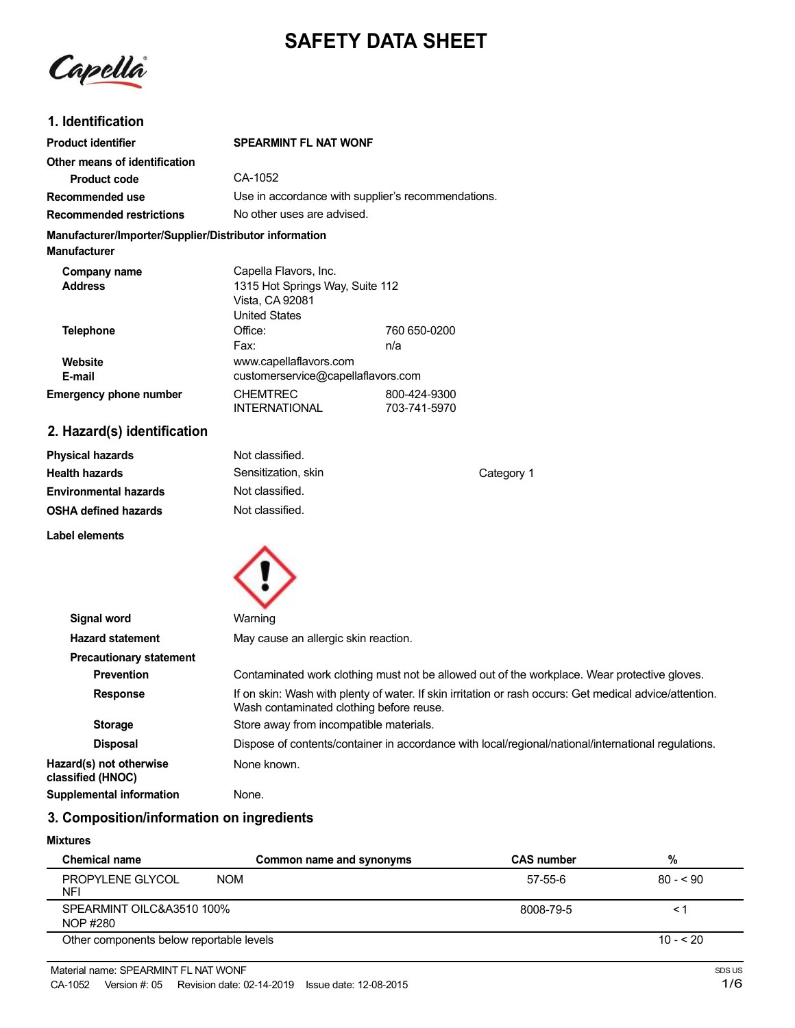# SAFETY DATA SHEET

## 1. Identification

| | | |
|---|---|---|
| **Product identifier** | **SPEARMINT FL NAT WONF** | |
| **Other means of identification** | | |
| **Product code** | CA-1052 | |
| **Recommended use** | Use in accordance with supplier's recommendations. | |
| **Recommended restrictions** | No other uses are advised. | |

**Manufacturer/Importer/Supplier/Distributor information**

**Manufacturer**

| | | |
|---|---|---|
| **Company name** | Capella Flavors, Inc. | |
| **Address** | 1315 Hot Springs Way, Suite 112<br>Vista, CA 92081<br>United States | |
| **Telephone** | Office: | 760 650-0200 |
| | Fax: | n/a |
| **Website** | www.capellaflavors.com | |
| **E-mail** | customerservice@capellaflavors.com | |
| **Emergency phone number** | CHEMTREC | 800-424-9300 |
| | INTERNATIONAL | 703-741-5970 |

## 2. Hazard(s) identification

| | | |
|---|---|---|
| **Physical hazards** | Not classified. | |
| **Health hazards** | Sensitization, skin | Category 1 |
| **Environmental hazards** | Not classified. | |
| **OSHA defined hazards** | Not classified. | |

**Label elements**

| | |
|---|---|
| **Signal word** | Warning |
| **Hazard statement** | May cause an allergic skin reaction. |
| **Precautionary statement** | |
| **Prevention** | Contaminated work clothing must not be allowed out of the workplace. Wear protective gloves. |
| **Response** | If on skin: Wash with plenty of water. If skin irritation or rash occurs: Get medical advice/attention. Wash contaminated clothing before reuse. |
| **Storage** | Store away from incompatible materials. |
| **Disposal** | Dispose of contents/container in accordance with local/regional/national/international regulations. |
| **Hazard(s) not otherwise classified (HNOC)** | None known. |
| **Supplemental information** | None. |

## 3. Composition/information on ingredients

**Mixtures**

| Chemical name | Common name and synonyms | CAS number | % |
|---|---|---|---|
| PROPYLENE GLYCOL NFI | NOM | 57-55-6 | 80 - < 90 |
| SPEARMINT OILC&A3510 100% NOP #280 | | 8008-79-5 | < 1 |
| Other components below reportable levels | | | 10 - < 20 |

Material name: SPEARMINT FL NAT WONF

CA-1052 Version #: 05 Revision date: 02-14-2019 Issue date: 12-08-2015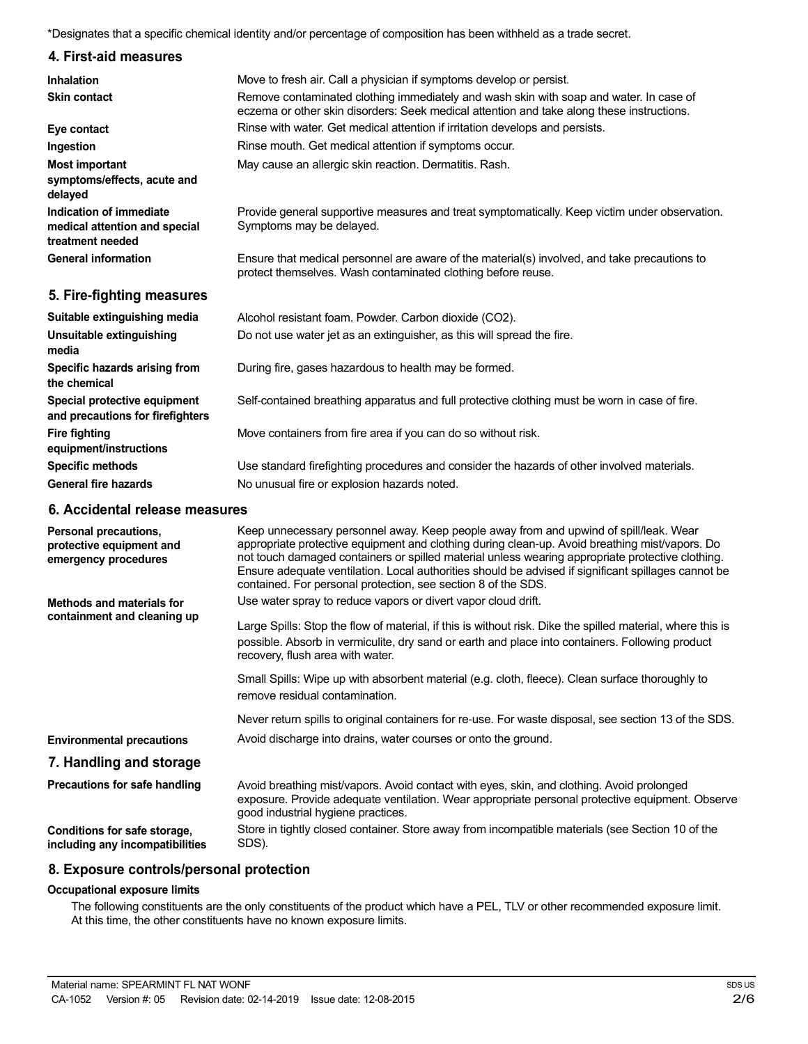*Designates that a specific chemical identity and/or percentage of composition has been withheld as a trade secret.

## 4. First-aid measures

| | |
|---|---|
| **Inhalation** | Move to fresh air. Call a physician if symptoms develop or persist. |
| **Skin contact** | Remove contaminated clothing immediately and wash skin with soap and water. In case of eczema or other skin disorders: Seek medical attention and take along these instructions. |
| **Eye contact** | Rinse with water. Get medical attention if irritation develops and persists. |
| **Ingestion** | Rinse mouth. Get medical attention if symptoms occur. |
| **Most important symptoms/effects, acute and delayed** | May cause an allergic skin reaction. Dermatitis. Rash. |
| **Indication of immediate medical attention and special treatment needed** | Provide general supportive measures and treat symptomatically. Keep victim under observation. Symptoms may be delayed. |
| **General information** | Ensure that medical personnel are aware of the material(s) involved, and take precautions to protect themselves. Wash contaminated clothing before reuse. |

## 5. Fire-fighting measures

| | |
|---|---|
| **Suitable extinguishing media** | Alcohol resistant foam. Powder. Carbon dioxide ($CO_2$). |
| **Unsuitable extinguishing media** | Do not use water jet as an extinguisher, as this will spread the fire. |
| **Specific hazards arising from the chemical** | During fire, gases hazardous to health may be formed. |
| **Special protective equipment and precautions for firefighters** | Self-contained breathing apparatus and full protective clothing must be worn in case of fire. |
| **Fire fighting equipment/instructions** | Move containers from fire area if you can do so without risk. |
| **Specific methods** | Use standard firefighting procedures and consider the hazards of other involved materials. |
| **General fire hazards** | No unusual fire or explosion hazards noted. |

## 6. Accidental release measures

**Personal precautions, protective equipment and emergency procedures**

Keep unnecessary personnel away. Keep people away from and upwind of spill/leak. Wear appropriate protective equipment and clothing during clean-up. Avoid breathing mist/vapors. Do not touch damaged containers or spilled material unless wearing appropriate protective clothing. Ensure adequate ventilation. Local authorities should be advised if significant spillages cannot be contained. For personal protection, see section 8 of the SDS.

**Methods and materials for containment and cleaning up**

Use water spray to reduce vapors or divert vapor cloud drift.

Large Spills: Stop the flow of material, if this is without risk. Dike the spilled material, where this is possible. Absorb in vermiculite, dry sand or earth and place into containers. Following product recovery, flush area with water.

Small Spills: Wipe up with absorbent material (e.g. cloth, fleece). Clean surface thoroughly to remove residual contamination.

Never return spills to original containers for re-use. For waste disposal, see section 13 of the SDS.

**Environmental precautions**

Avoid discharge into drains, water courses or onto the ground.

## 7. Handling and storage

| | |
|---|---|
| **Precautions for safe handling** | Avoid breathing mist/vapors. Avoid contact with eyes, skin, and clothing. Avoid prolonged exposure. Provide adequate ventilation. Wear appropriate personal protective equipment. Observe good industrial hygiene practices. |
| **Conditions for safe storage, including any incompatibilities** | Store in tightly closed container. Store away from incompatible materials (see Section 10 of the SDS). |

## 8. Exposure controls/personal protection

**Occupational exposure limits**

The following constituents are the only constituents of the product which have a PEL, TLV or other recommended exposure limit. At this time, the other constituents have no known exposure limits.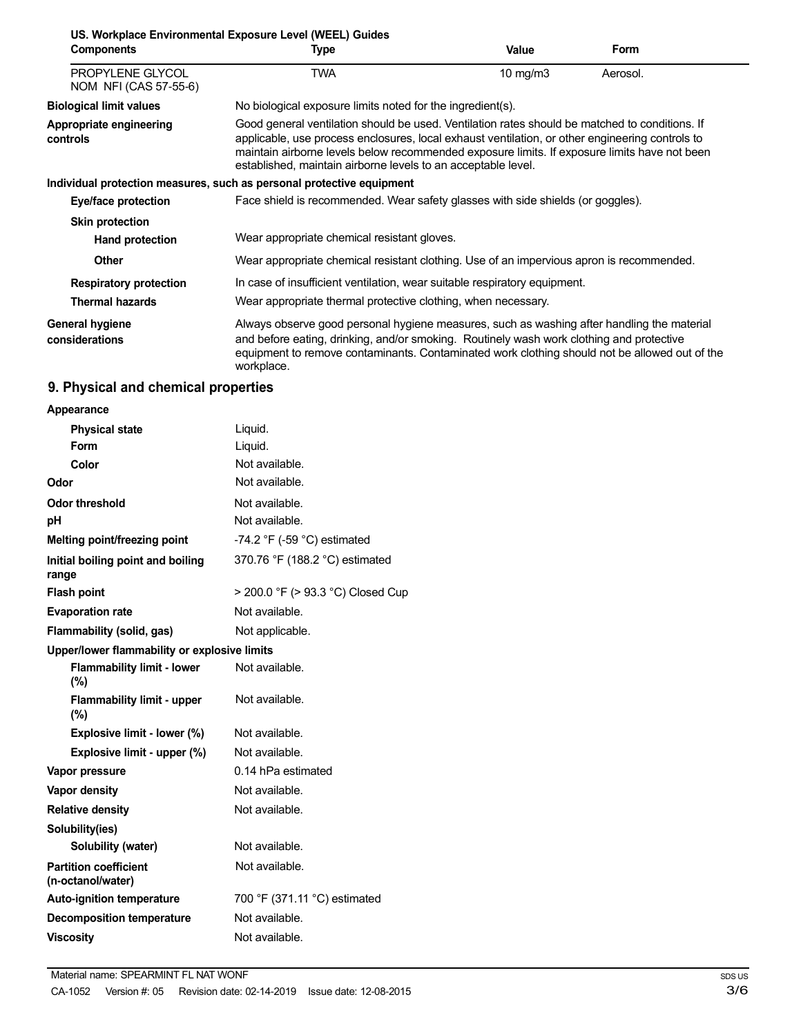**US. Workplace Environmental Exposure Level (WEEL) Guides**

| Components | Type | Value | Form |
|---|---|---|---|
| PROPYLENE GLYCOL NOM NFI (CAS 57-55-6) | TWA | 10 mg/m3 | Aerosol. |

| | |
|---|---|
| **Biological limit values** | No biological exposure limits noted for the ingredient(s). |
| **Appropriate engineering controls** | Good general ventilation should be used. Ventilation rates should be matched to conditions. If applicable, use process enclosures, local exhaust ventilation, or other engineering controls to maintain airborne levels below recommended exposure limits. If exposure limits have not been established, maintain airborne levels to an acceptable level. |

**Individual protection measures, such as personal protective equipment**

| | |
|---|---|
| **Eye/face protection** | Face shield is recommended. Wear safety glasses with side shields (or goggles). |
| **Skin protection** | |
| **Hand protection** | Wear appropriate chemical resistant gloves. |
| **Other** | Wear appropriate chemical resistant clothing. Use of an impervious apron is recommended. |
| **Respiratory protection** | In case of insufficient ventilation, wear suitable respiratory equipment. |
| **Thermal hazards** | Wear appropriate thermal protective clothing, when necessary. |
| **General hygiene considerations** | Always observe good personal hygiene measures, such as washing after handling the material and before eating, drinking, and/or smoking. Routinely wash work clothing and protective equipment to remove contaminants. Contaminated work clothing should not be allowed out of the workplace. |

## 9. Physical and chemical properties

| | |
|---|---|
| **Appearance** | |
| **Physical state** | Liquid. |
| **Form** | Liquid. |
| **Color** | Not available. |
| **Odor** | Not available. |
| **Odor threshold** | Not available. |
| **pH** | Not available. |
| **Melting point/freezing point** | -74.2 °F (-59 °C) estimated |
| **Initial boiling point and boiling range** | 370.76 °F (188.2 °C) estimated |
| **Flash point** | > 200.0 °F (> 93.3 °C) Closed Cup |
| **Evaporation rate** | Not available. |
| **Flammability (solid, gas)** | Not applicable. |
| **Upper/lower flammability or explosive limits** | |
| **Flammability limit - lower (%)** | Not available. |
| **Flammability limit - upper (%)** | Not available. |
| **Explosive limit - lower (%)** | Not available. |
| **Explosive limit - upper (%)** | Not available. |
| **Vapor pressure** | 0.14 hPa estimated |
| **Vapor density** | Not available. |
| **Relative density** | Not available. |
| **Solubility(ies)** | |
| **Solubility (water)** | Not available. |
| **Partition coefficient (n-octanol/water)** | Not available. |
| **Auto-ignition temperature** | 700 °F (371.11 °C) estimated |
| **Decomposition temperature** | Not available. |
| **Viscosity** | Not available. |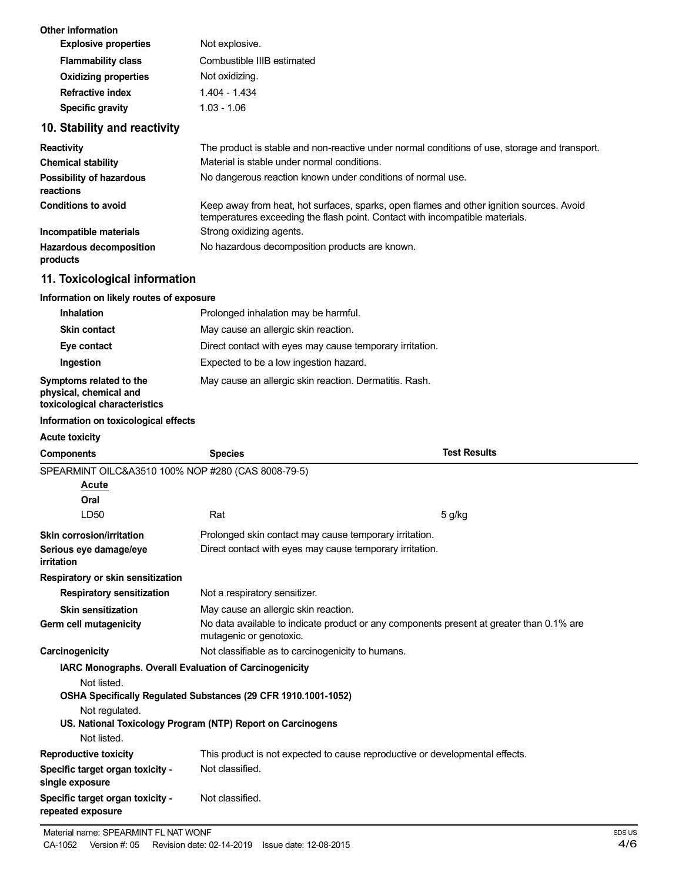**Other information**

| | |
|---|---|
| **Explosive properties** | Not explosive. |
| **Flammability class** | Combustible IIIB estimated |
| **Oxidizing properties** | Not oxidizing. |
| **Refractive index** | 1.404 - 1.434 |
| **Specific gravity** | 1.03 - 1.06 |

## 10. Stability and reactivity

| | |
|---|---|
| **Reactivity** | The product is stable and non-reactive under normal conditions of use, storage and transport. |
| **Chemical stability** | Material is stable under normal conditions. |
| **Possibility of hazardous reactions** | No dangerous reaction known under conditions of normal use. |
| **Conditions to avoid** | Keep away from heat, hot surfaces, sparks, open flames and other ignition sources. Avoid temperatures exceeding the flash point. Contact with incompatible materials. |
| **Incompatible materials** | Strong oxidizing agents. |
| **Hazardous decomposition products** | No hazardous decomposition products are known. |

## 11. Toxicological information

**Information on likely routes of exposure**

| | |
|---|---|
| **Inhalation** | Prolonged inhalation may be harmful. |
| **Skin contact** | May cause an allergic skin reaction. |
| **Eye contact** | Direct contact with eyes may cause temporary irritation. |
| **Ingestion** | Expected to be a low ingestion hazard. |
| **Symptoms related to the physical, chemical and toxicological characteristics** | May cause an allergic skin reaction. Dermatitis. Rash. |

**Information on toxicological effects**

**Acute toxicity**

| Components | Species | Test Results |
|---|---|---|
| SPEARMINT OILC&A3510 100% NOP #280 (CAS 8008-79-5) | | |
| ***Acute*** | | |
| **Oral** | | |
| LD50 | Rat | 5 g/kg |

| | |
|---|---|
| **Skin corrosion/irritation** | Prolonged skin contact may cause temporary irritation. |
| **Serious eye damage/eye irritation** | Direct contact with eyes may cause temporary irritation. |

**Respiratory or skin sensitization**

| | |
|---|---|
| **Respiratory sensitization** | Not a respiratory sensitizer. |
| **Skin sensitization** | May cause an allergic skin reaction. |
| **Germ cell mutagenicity** | No data available to indicate product or any components present at greater than 0.1% are mutagenic or genotoxic. |
| **Carcinogenicity** | Not classifiable as to carcinogenicity to humans. |

**IARC Monographs. Overall Evaluation of Carcinogenicity**

Not listed.

**OSHA Specifically Regulated Substances (29 CFR 1910.1001-1052)**

Not regulated.

**US. National Toxicology Program (NTP) Report on Carcinogens**

Not listed.

| | |
|---|---|
| **Reproductive toxicity** | This product is not expected to cause reproductive or developmental effects. |
| **Specific target organ toxicity - single exposure** | Not classified. |
| **Specific target organ toxicity - repeated exposure** | Not classified. |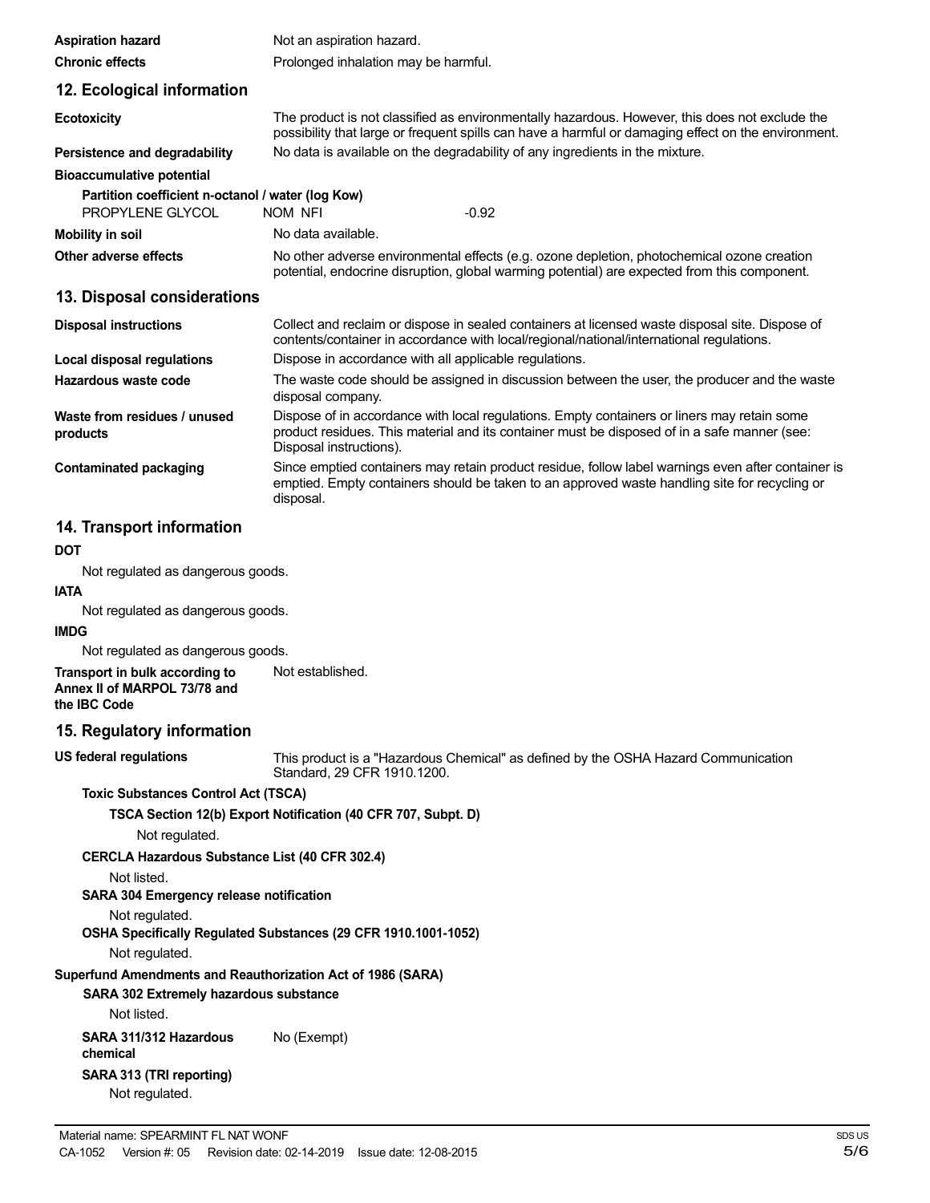**Aspiration hazard** Not an aspiration hazard.

**Chronic effects** Prolonged inhalation may be harmful.

## 12. Ecological information

**Ecotoxicity** The product is not classified as environmentally hazardous. However, this does not exclude the possibility that large or frequent spills can have a harmful or damaging effect on the environment.

**Persistence and degradability** No data is available on the degradability of any ingredients in the mixture.

**Bioaccumulative potential**

**Partition coefficient n-octanol / water (log Kow)**

| | | |
|---|---|---|
| PROPYLENE GLYCOL | NOM NFI | -0.92 |

**Mobility in soil** No data available.

**Other adverse effects** No other adverse environmental effects (e.g. ozone depletion, photochemical ozone creation potential, endocrine disruption, global warming potential) are expected from this component.

## 13. Disposal considerations

**Disposal instructions** Collect and reclaim or dispose in sealed containers at licensed waste disposal site. Dispose of contents/container in accordance with local/regional/national/international regulations.

**Local disposal regulations** Dispose in accordance with all applicable regulations.

**Hazardous waste code** The waste code should be assigned in discussion between the user, the producer and the waste disposal company.

**Waste from residues / unused products** Dispose of in accordance with local regulations. Empty containers or liners may retain some product residues. This material and its container must be disposed of in a safe manner (see: Disposal instructions).

**Contaminated packaging** Since emptied containers may retain product residue, follow label warnings even after container is emptied. Empty containers should be taken to an approved waste handling site for recycling or disposal.

## 14. Transport information

**DOT**

Not regulated as dangerous goods.

**IATA**

Not regulated as dangerous goods.

**IMDG**

Not regulated as dangerous goods.

**Transport in bulk according to Annex II of MARPOL 73/78 and the IBC Code** Not established.

## 15. Regulatory information

**US federal regulations** This product is a "Hazardous Chemical" as defined by the OSHA Hazard Communication Standard, 29 CFR 1910.1200.

**Toxic Substances Control Act (TSCA)**

**TSCA Section 12(b) Export Notification (40 CFR 707, Subpt. D)**

Not regulated.

**CERCLA Hazardous Substance List (40 CFR 302.4)**

Not listed.

**SARA 304 Emergency release notification**

Not regulated.

**OSHA Specifically Regulated Substances (29 CFR 1910.1001-1052)**

Not regulated.

**Superfund Amendments and Reauthorization Act of 1986 (SARA)**

**SARA 302 Extremely hazardous substance**

Not listed.

**SARA 311/312 Hazardous chemical** No (Exempt)

**SARA 313 (TRI reporting)**

Not regulated.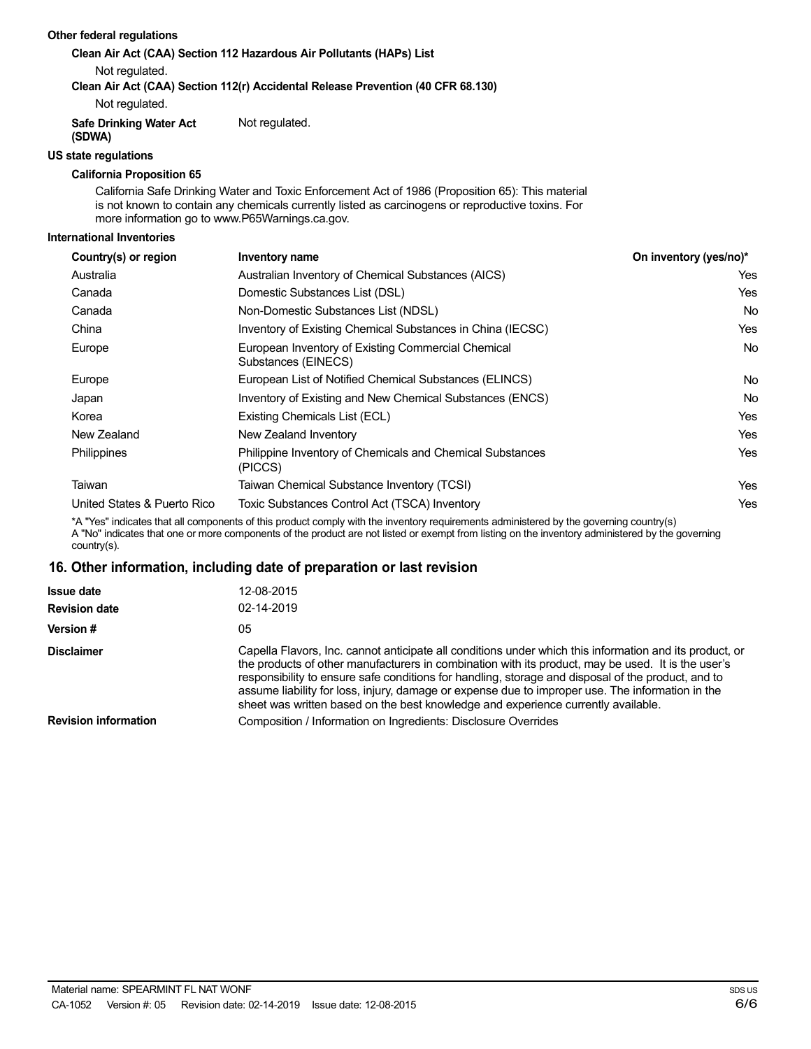**Other federal regulations**

**Clean Air Act (CAA) Section 112 Hazardous Air Pollutants (HAPs) List**

Not regulated.

**Clean Air Act (CAA) Section 112(r) Accidental Release Prevention (40 CFR 68.130)**

Not regulated.

**Safe Drinking Water Act (SDWA)** Not regulated.

**US state regulations**

**California Proposition 65**

California Safe Drinking Water and Toxic Enforcement Act of 1986 (Proposition 65): This material is not known to contain any chemicals currently listed as carcinogens or reproductive toxins. For more information go to www.P65Warnings.ca.gov.

**International Inventories**

| Country(s) or region | Inventory name | On inventory (yes/no)* |
|---|---|---|
| Australia | Australian Inventory of Chemical Substances (AICS) | Yes |
| Canada | Domestic Substances List (DSL) | Yes |
| Canada | Non-Domestic Substances List (NDSL) | No |
| China | Inventory of Existing Chemical Substances in China (IECSC) | Yes |
| Europe | European Inventory of Existing Commercial Chemical Substances (EINECS) | No |
| Europe | European List of Notified Chemical Substances (ELINCS) | No |
| Japan | Inventory of Existing and New Chemical Substances (ENCS) | No |
| Korea | Existing Chemicals List (ECL) | Yes |
| New Zealand | New Zealand Inventory | Yes |
| Philippines | Philippine Inventory of Chemicals and Chemical Substances (PICCS) | Yes |
| Taiwan | Taiwan Chemical Substance Inventory (TCSI) | Yes |
| United States & Puerto Rico | Toxic Substances Control Act (TSCA) Inventory | Yes |

*A "Yes" indicates that all components of this product comply with the inventory requirements administered by the governing country(s)
A "No" indicates that one or more components of the product are not listed or exempt from listing on the inventory administered by the governing country(s).

## 16. Other information, including date of preparation or last revision

**Issue date** 12-08-2015

**Revision date** 02-14-2019

**Version #** 05

**Disclaimer** Capella Flavors, Inc. cannot anticipate all conditions under which this information and its product, or the products of other manufacturers in combination with its product, may be used. It is the user's responsibility to ensure safe conditions for handling, storage and disposal of the product, and to assume liability for loss, injury, damage or expense due to improper use. The information in the sheet was written based on the best knowledge and experience currently available.

**Revision information** Composition / Information on Ingredients: Disclosure Overrides